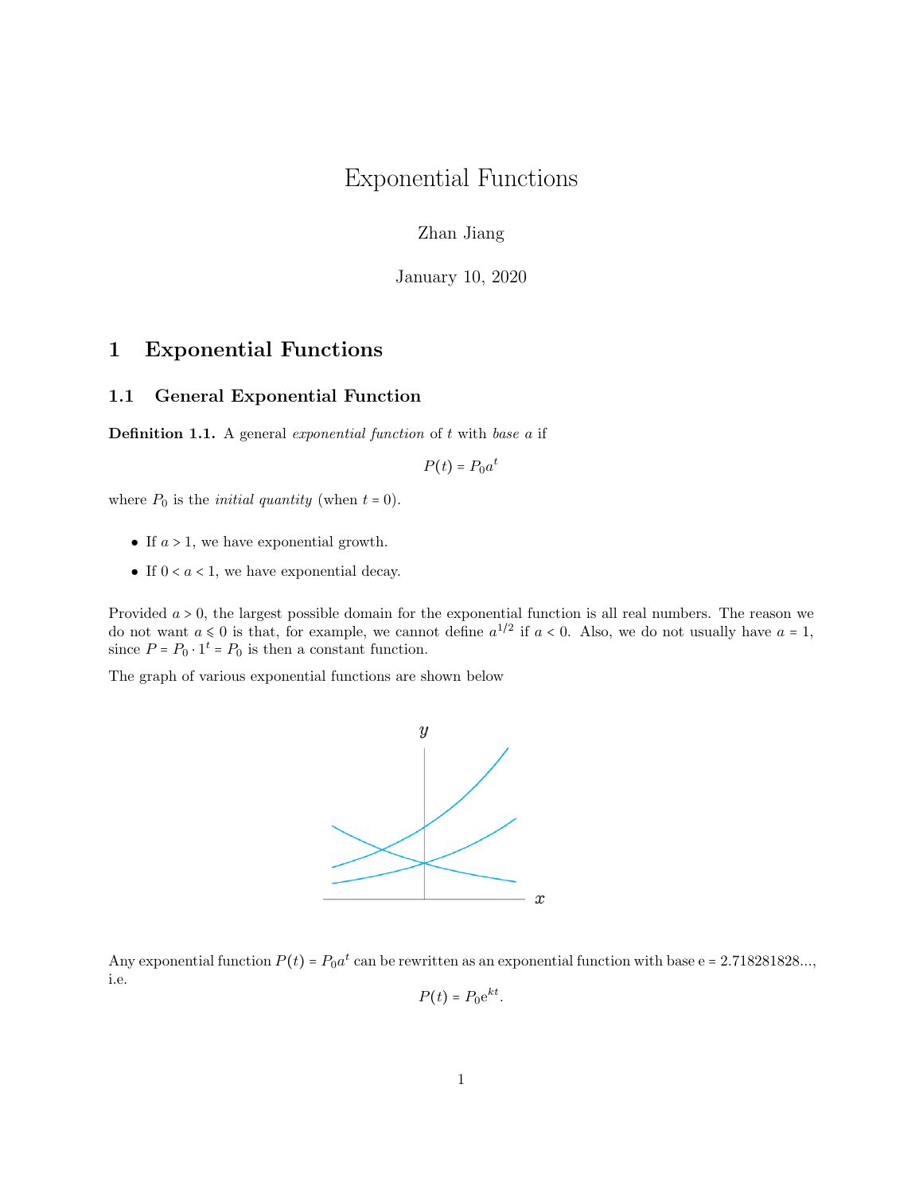# Exponential Functions

Zhan Jiang

January 10, 2020

## 1 Exponential Functions

### 1.1 General Exponential Function

**Definition 1.1.** A general *exponential function* of $t$ with *base* $a$ if

$$P(t) = P_0 a^t$$

where $P_0$ is the *initial quantity* (when $t = 0$).

- If $a > 1$, we have exponential growth.
- If $0 < a < 1$, we have exponential decay.

Provided $a > 0$, the largest possible domain for the exponential function is all real numbers. The reason we do not want $a \leqslant 0$ is that, for example, we cannot define $a^{1/2}$ if $a < 0$. Also, we do not usually have $a = 1$, since $P = P_0 \cdot 1^t = P_0$ is then a constant function.

The graph of various exponential functions are shown below

Any exponential function $P(t) = P_0 a^t$ can be rewritten as an exponential function with base $\mathrm{e} = 2.718281828...$, i.e.

$$P(t) = P_0 \mathrm{e}^{kt}.$$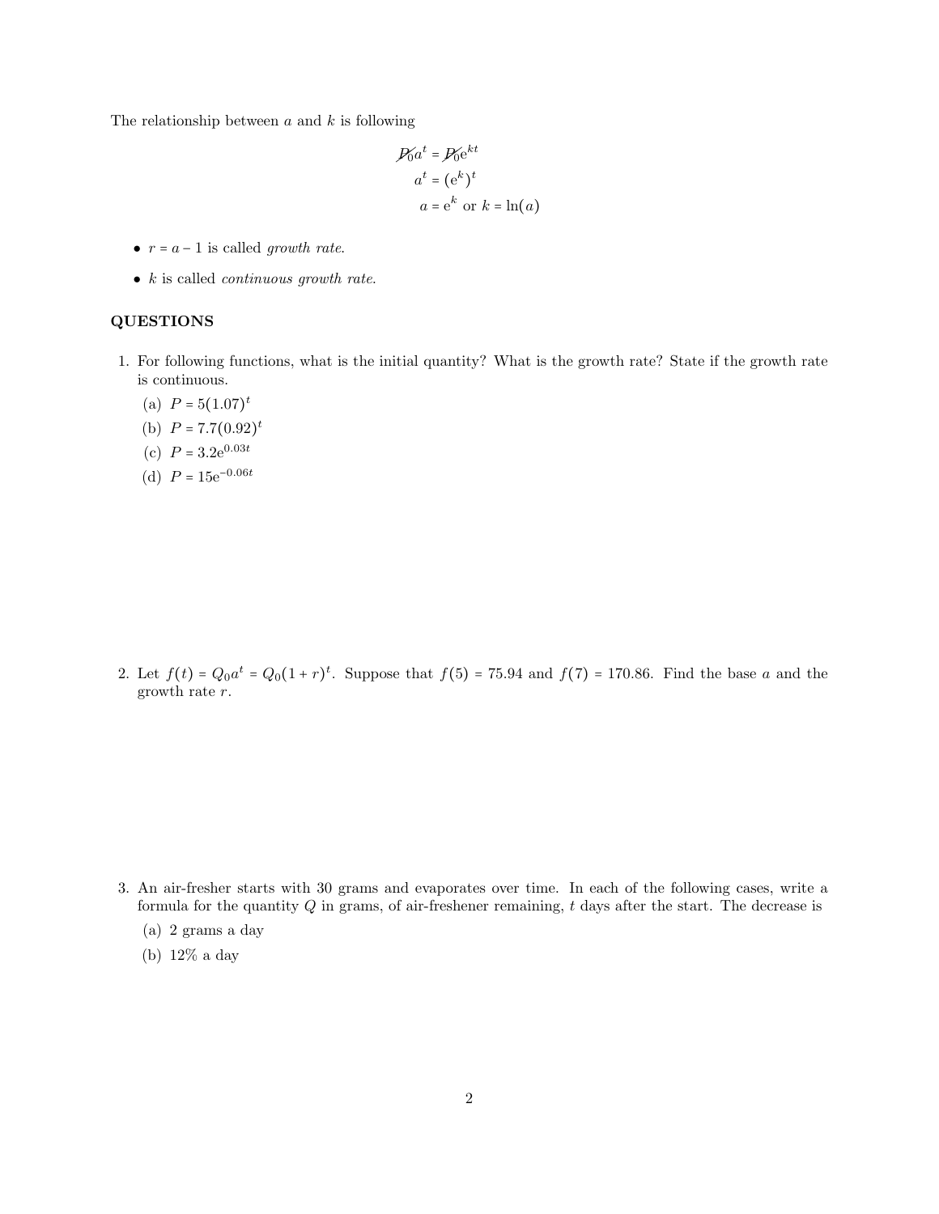The relationship between $a$ and $k$ is following

$$\cancel{P_0}a^t = \cancel{P_0}e^{kt}$$
$$a^t = (e^k)^t$$
$$a = e^k \text{ or } k = \ln(a)$$

- $r = a - 1$ is called *growth rate*.
- $k$ is called *continuous growth rate*.

**QUESTIONS**

1. For following functions, what is the initial quantity? What is the growth rate? State if the growth rate is continuous.
   (a) $P = 5(1.07)^t$
   (b) $P = 7.7(0.92)^t$
   (c) $P = 3.2e^{0.03t}$
   (d) $P = 15e^{-0.06t}$

2. Let $f(t) = Q_0 a^t = Q_0(1+r)^t$. Suppose that $f(5) = 75.94$ and $f(7) = 170.86$. Find the base $a$ and the growth rate $r$.

3. An air-fresher starts with 30 grams and evaporates over time. In each of the following cases, write a formula for the quantity $Q$ in grams, of air-freshener remaining, $t$ days after the start. The decrease is
   (a) 2 grams a day
   (b) 12% a day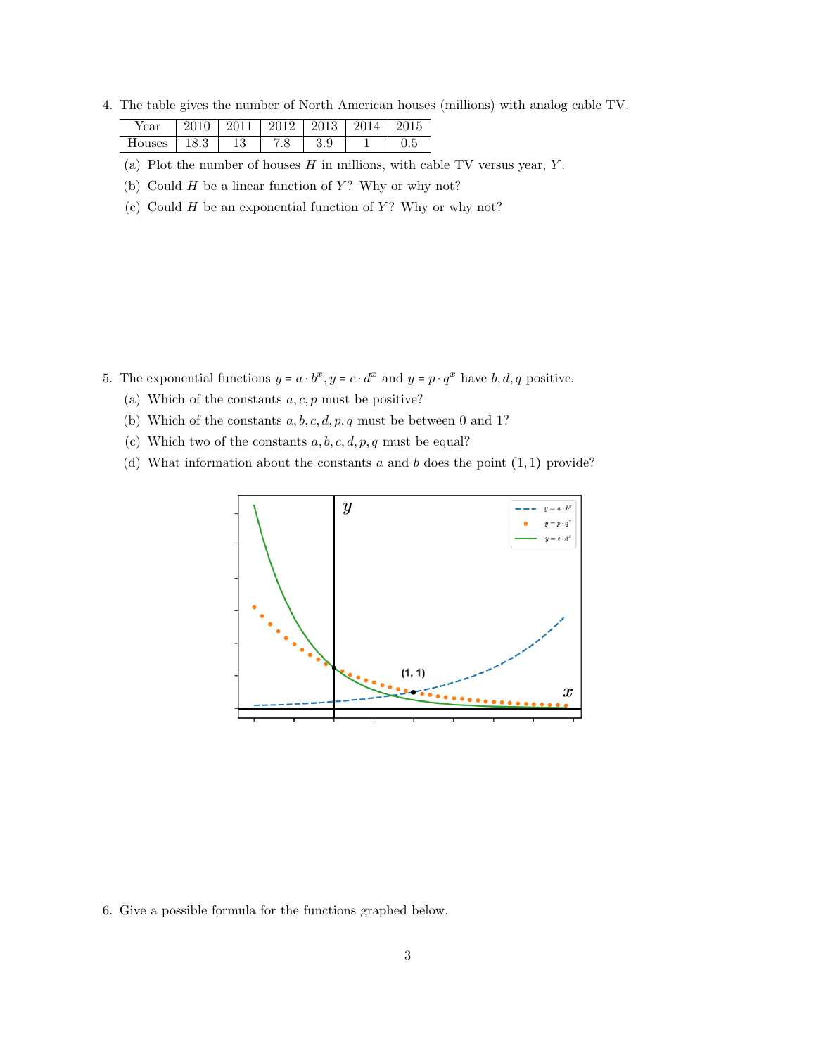4. The table gives the number of North American houses (millions) with analog cable TV.

| Year | 2010 | 2011 | 2012 | 2013 | 2014 | 2015 |
|---|---|---|---|---|---|---|
| Houses | 18.3 | 13 | 7.8 | 3.9 | 1 | 0.5 |

   (a) Plot the number of houses $H$ in millions, with cable TV versus year, $Y$.

   (b) Could $H$ be a linear function of $Y$? Why or why not?

   (c) Could $H$ be an exponential function of $Y$? Why or why not?

5. The exponential functions $y = a \cdot b^x, y = c \cdot d^x$ and $y = p \cdot q^x$ have $b, d, q$ positive.

   (a) Which of the constants $a, c, p$ must be positive?

   (b) Which of the constants $a, b, c, d, p, q$ must be between 0 and 1?

   (c) Which two of the constants $a, b, c, d, p, q$ must be equal?

   (d) What information about the constants $a$ and $b$ does the point $(1, 1)$ provide?

6. Give a possible formula for the functions graphed below.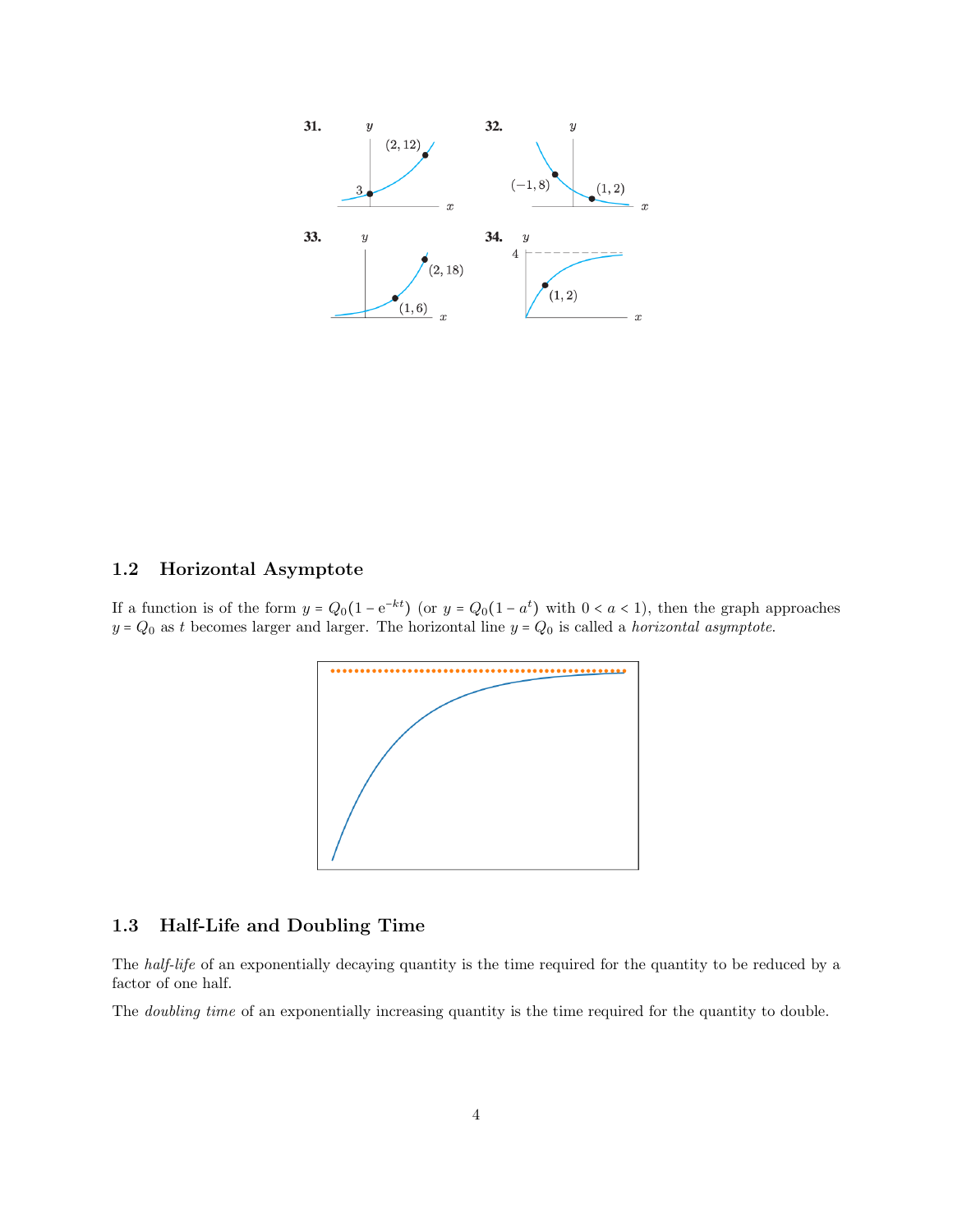**31.** (graph with points $3$ and $(2, 12)$)

**32.** (graph with points $(-1, 8)$ and $(1, 2)$)

**33.** (graph with points $(1, 6)$ and $(2, 18)$)

**34.** (graph with asymptote $y = 4$ and point $(1, 2)$)

## 1.2 Horizontal Asymptote

If a function is of the form $y = Q_0(1 - e^{-kt})$ (or $y = Q_0(1 - a^t)$ with $0 < a < 1$), then the graph approaches $y = Q_0$ as $t$ becomes larger and larger. The horizontal line $y = Q_0$ is called a *horizontal asymptote*.

## 1.3 Half-Life and Doubling Time

The *half-life* of an exponentially decaying quantity is the time required for the quantity to be reduced by a factor of one half.

The *doubling time* of an exponentially increasing quantity is the time required for the quantity to double.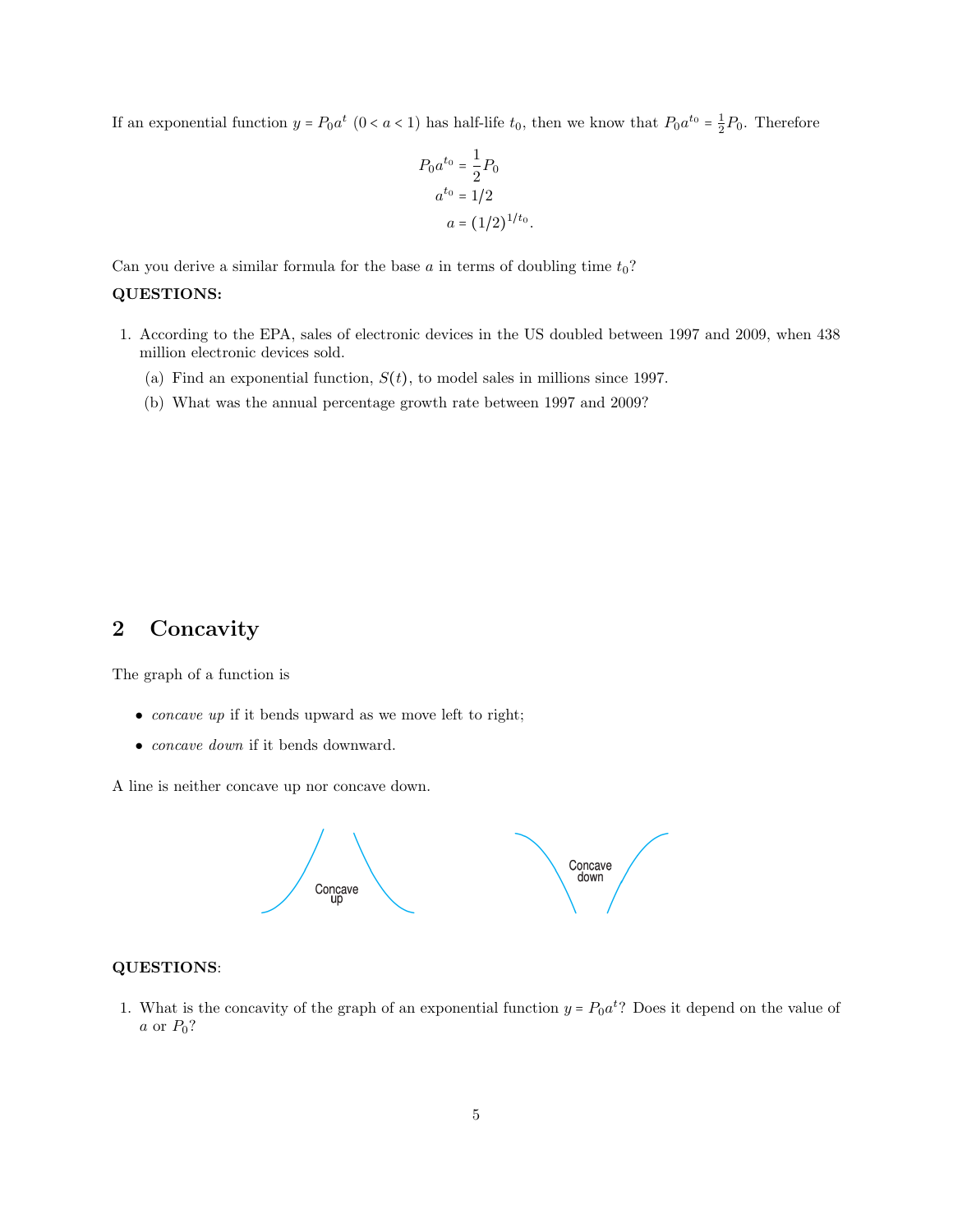If an exponential function $y = P_0 a^t$ $(0 < a < 1)$ has half-life $t_0$, then we know that $P_0 a^{t_0} = \frac{1}{2} P_0$. Therefore

$$
\begin{aligned}
P_0 a^{t_0} &= \frac{1}{2} P_0 \\
a^{t_0} &= 1/2 \\
a &= (1/2)^{1/t_0}.
\end{aligned}
$$

Can you derive a similar formula for the base $a$ in terms of doubling time $t_0$?

**QUESTIONS:**

1. According to the EPA, sales of electronic devices in the US doubled between 1997 and 2009, when 438 million electronic devices sold.
   (a) Find an exponential function, $S(t)$, to model sales in millions since 1997.
   (b) What was the annual percentage growth rate between 1997 and 2009?

## 2 Concavity

The graph of a function is

- *concave up* if it bends upward as we move left to right;
- *concave down* if it bends downward.

A line is neither concave up nor concave down.

Concave up

Concave down

**QUESTIONS**:

1. What is the concavity of the graph of an exponential function $y = P_0 a^t$? Does it depend on the value of $a$ or $P_0$?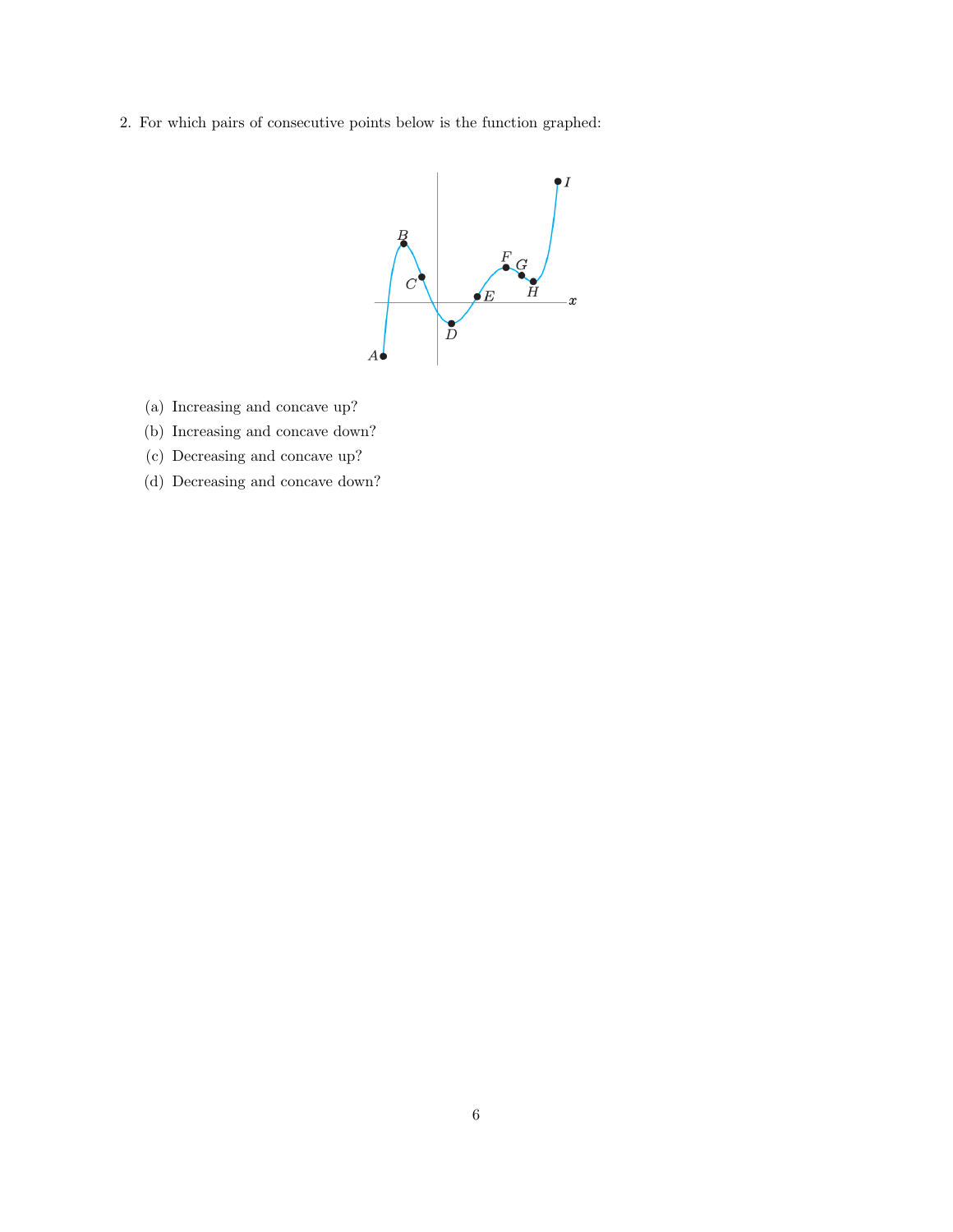2. For which pairs of consecutive points below is the function graphed:

A
B
C
D
E
F
G
H
I
$x$

(a) Increasing and concave up?

(b) Increasing and concave down?

(c) Decreasing and concave up?

(d) Decreasing and concave down?